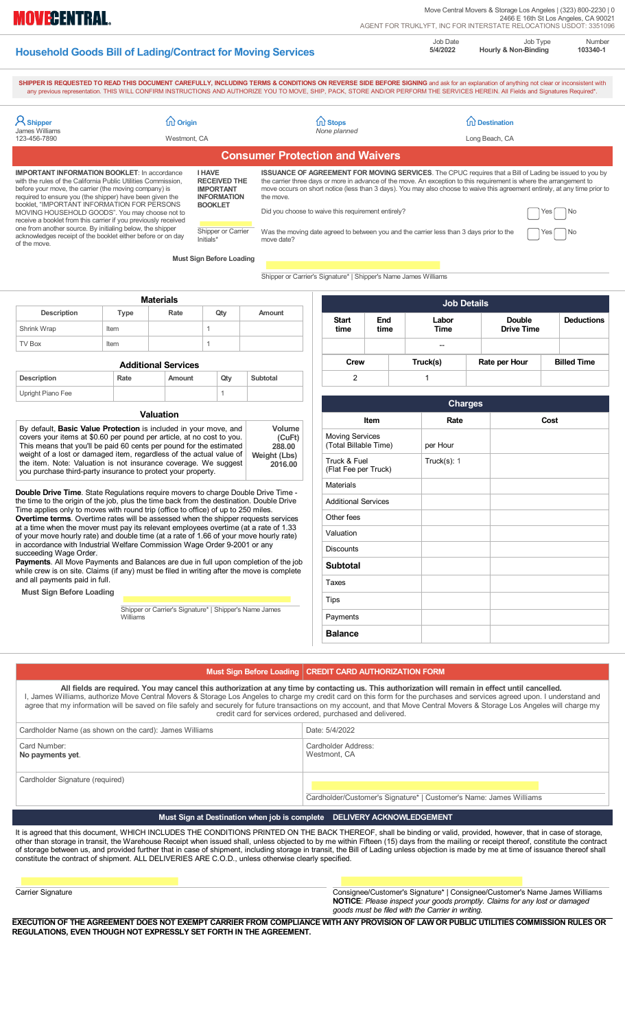**MOVECENTRAL**

Move Central Movers & Storage Los Angeles | (323) 800-2230 | 0
2466 E 16th St Los Angeles, CA 90021
AGENT FOR TRUKLYFT, INC FOR INTERSTATE RELOCATIONS USDOT: 3351096

# Household Goods Bill of Lading/Contract for Moving Services

| Job Date | Job Type | Number |
|---|---|---|
| 5/4/2022 | Hourly & Non-Binding | 103340-1 |

**SHIPPER IS REQUESTED TO READ THIS DOCUMENT CAREFULLY, INCLUDING TERMS & CONDITIONS ON REVERSE SIDE BEFORE SIGNING** and ask for an explanation of anything not clear or inconsistent with any previous representation. THIS WILL CONFIRM INSTRUCTIONS AND AUTHORIZE YOU TO MOVE, SHIP, PACK, STORE AND/OR PERFORM THE SERVICES HEREIN. All Fields and Signatures Required*.

| Shipper | Origin | Stops | Destination |
|---|---|---|---|
| James Williams<br>123-456-7890 | Westmont, CA | *None planned* | Long Beach, CA |

## Consumer Protection and Waivers

**IMPORTANT INFORMATION BOOKLET**: In accordance with the rules of the California Public Utilities Commission, before your move, the carrier (the moving company) is required to ensure you (the shipper) have been given the booklet, "IMPORTANT INFORMATION FOR PERSONS MOVING HOUSEHOLD GOODS". You may choose not to receive a booklet from this carrier if you previously received one from another source. By initialing below, the shipper acknowledges receipt of the booklet either before or on day of the move.

**I HAVE RECEIVED THE IMPORTANT INFORMATION BOOKLET**

Shipper or Carrier Initials*

**Must Sign Before Loading**

**ISSUANCE OF AGREEMENT FOR MOVING SERVICES**. The CPUC requires that a Bill of Lading be issued to you by the carrier three days or more in advance of the move. An exception to this requirement is where the arrangement to move occurs on short notice (less than 3 days). You may also choose to waive this agreement entirely, at any time prior to the move.

Did you choose to waive this requirement entirely? ☐ Yes ☐ No

Was the moving date agreed to between you and the carrier less than 3 days prior to the move date? ☐ Yes ☐ No

Shipper or Carrier's Signature* | Shipper's Name James Williams

### Materials

| Description | Type | Rate | Qty | Amount |
|---|---|---|---|---|
| Shrink Wrap | Item | | 1 | |
| TV Box | Item | | 1 | |

### Additional Services

| Description | Rate | Amount | Qty | Subtotal |
|---|---|---|---|---|
| Upright Piano Fee | | | 1 | |

### Valuation

| | |
|---|---|
| By default, **Basic Value Protection** is included in your move, and covers your items at $0.60 per pound per article, at no cost to you. This means that you'll be paid 60 cents per pound for the estimated weight of a lost or damaged item, regardless of the actual value of the item. Note: Valuation is not insurance coverage. We suggest you purchase third-party insurance to protect your property. | **Volume (CuFt)** 288.00<br>**Weight (Lbs)** 2016.00 |

**Double Drive Time**. State Regulations require movers to charge Double Drive Time - the time to the origin of the job, plus the time back from the destination. Double Drive Time applies only to moves with round trip (office to office) of up to 250 miles.

**Overtime terms**. Overtime rates will be assessed when the shipper requests services at a time when the mover must pay its relevant employees overtime (at a rate of 1.33 of your move hourly rate) and double time (at a rate of 1.66 of your move hourly rate) in accordance with Industrial Welfare Commission Wage Order 9-2001 or any succeeding Wage Order.

**Payments**. All Move Payments and Balances are due in full upon completion of the job while crew is on site. Claims (if any) must be filed in writing after the move is complete and all payments paid in full.

**Must Sign Before Loading**

Shipper or Carrier's Signature* | Shipper's Name James Williams

### Job Details

| Start time | End time | Labor Time | Double Drive Time | Deductions |
|---|---|---|---|---|
| | | -- | | |

| Crew | Truck(s) | Rate per Hour | Billed Time |
|---|---|---|---|
| 2 | 1 | | |

### Charges

| Item | Rate | Cost |
|---|---|---|
| Moving Services (Total Billable Time) | per Hour | |
| Truck & Fuel (Flat Fee per Truck) | Truck(s): 1 | |
| Materials | | |
| Additional Services | | |
| Other fees | | |
| Valuation | | |
| Discounts | | |
| **Subtotal** | | |
| Taxes | | |
| Tips | | |
| Payments | | |
| **Balance** | | |

## Must Sign Before Loading | CREDIT CARD AUTHORIZATION FORM

**All fields are required. You may cancel this authorization at any time by contacting us. This authorization will remain in effect until cancelled.**
I, James Williams, authorize Move Central Movers & Storage Los Angeles to charge my credit card on this form for the purchases and services agreed upon. I understand and agree that my information will be saved on file safely and securely for future transactions on my account, and that Move Central Movers & Storage Los Angeles will charge my credit card for services ordered, purchased and delivered.

| | |
|---|---|
| Cardholder Name (as shown on the card): James Williams | Date: 5/4/2022 |
| Card Number:<br>**No payments yet**. | Cardholder Address:<br>Westmont, CA |
| Cardholder Signature (required) | Cardholder/Customer's Signature* \| Customer's Name: James Williams |

## Must Sign at Destination when job is complete DELIVERY ACKNOWLEDGEMENT

It is agreed that this document, WHICH INCLUDES THE CONDITIONS PRINTED ON THE BACK THEREOF, shall be binding and valid, provided, however, that in case of storage, other than storage in transit, the Warehouse Receipt when issued shall, unless objected to by me within Fifteen (15) days from the mailing or receipt thereof, constitute the contract of storage between us, and provided further that in case of shipment, including storage in transit, the Bill of Lading unless objection is made by me at time of issuance thereof shall constitute the contract of shipment. ALL DELIVERIES ARE C.O.D., unless otherwise clearly specified.

Carrier Signature

Consignee/Customer's Signature* | Consignee/Customer's Name James Williams
**NOTICE**: *Please inspect your goods promptly. Claims for any lost or damaged goods must be filed with the Carrier in writing.*

**EXECUTION OF THE AGREEMENT DOES NOT EXEMPT CARRIER FROM COMPLIANCE WITH ANY PROVISION OF LAW OR PUBLIC UTILITIES COMMISSION RULES OR REGULATIONS, EVEN THOUGH NOT EXPRESSLY SET FORTH IN THE AGREEMENT.**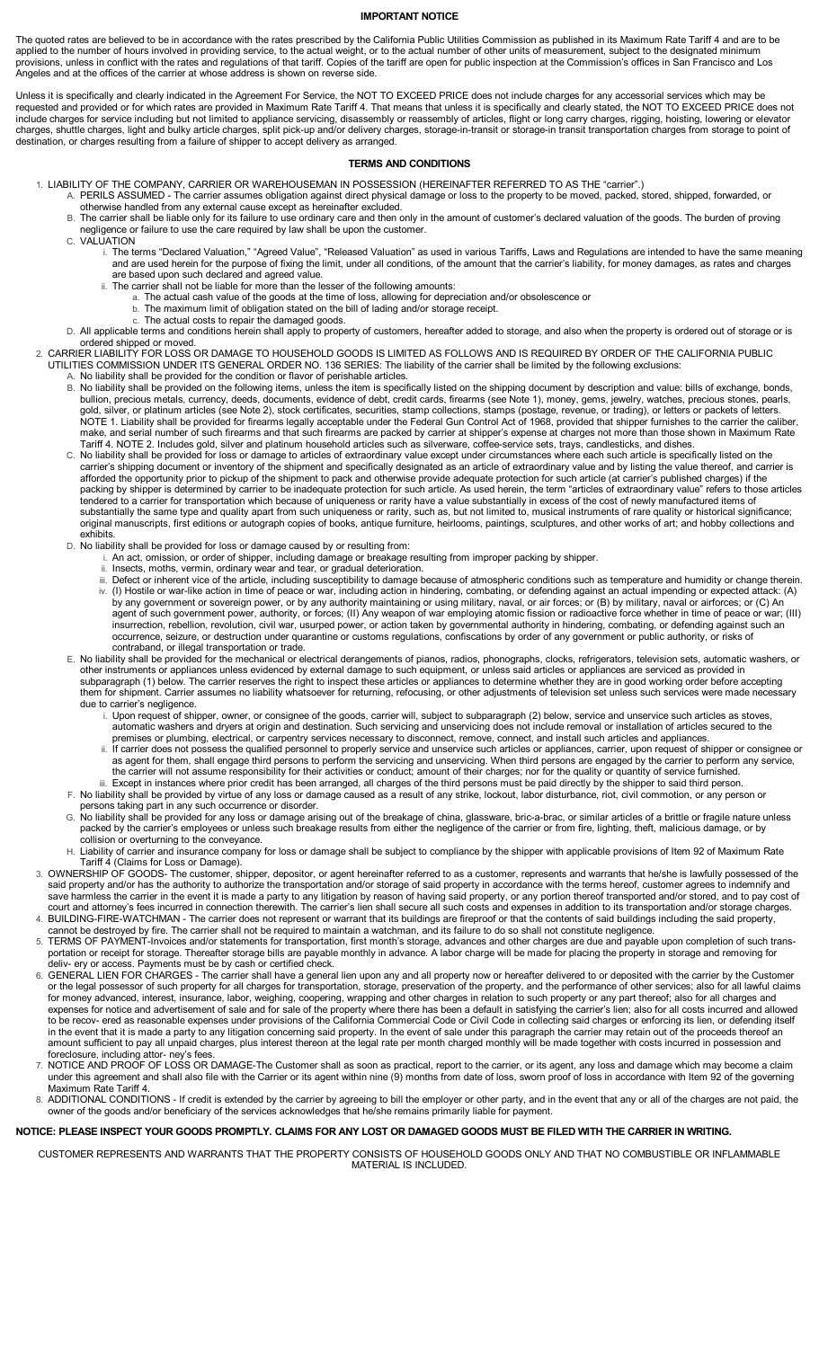# IMPORTANT NOTICE

The quoted rates are believed to be in accordance with the rates prescribed by the California Public Utilities Commission as published in its Maximum Rate Tariff 4 and are to be applied to the number of hours involved in providing service, to the actual weight, or to the actual number of other units of measurement, subject to the designated minimum provisions, unless in conflict with the rates and regulations of that tariff. Copies of the tariff are open for public inspection at the Commission's offices in San Francisco and Los Angeles and at the offices of the carrier at whose address is shown on reverse side.

Unless it is specifically and clearly indicated in the Agreement For Service, the NOT TO EXCEED PRICE does not include charges for any accessorial services which may be requested and provided or for which rates are provided in Maximum Rate Tariff 4. That means that unless it is specifically and clearly stated, the NOT TO EXCEED PRICE does not include charges for service including but not limited to appliance servicing, disassembly or reassembly of articles, flight or long carry charges, rigging, hoisting, lowering or elevator charges, shuttle charges, light and bulky article charges, split pick-up and/or delivery charges, storage-in-transit or storage-in transit transportation charges from storage to point of destination, or charges resulting from a failure of shipper to accept delivery as arranged.

## TERMS AND CONDITIONS

1. LIABILITY OF THE COMPANY, CARRIER OR WAREHOUSEMAN IN POSSESSION (HEREINAFTER REFERRED TO AS THE "carrier".)
   A. PERILS ASSUMED - The carrier assumes obligation against direct physical damage or loss to the property to be moved, packed, stored, shipped, forwarded, or otherwise handled from any external cause except as hereinafter excluded.
   B. The carrier shall be liable only for its failure to use ordinary care and then only in the amount of customer's declared valuation of the goods. The burden of proving negligence or failure to use the care required by law shall be upon the customer.
   C. VALUATION
      i. The terms "Declared Valuation," "Agreed Value", "Released Valuation" as used in various Tariffs, Laws and Regulations are intended to have the same meaning and are used herein for the purpose of fixing the limit, under all conditions, of the amount that the carrier's liability, for money damages, as rates and charges are based upon such declared and agreed value.
      ii. The carrier shall not be liable for more than the lesser of the following amounts:
         a. The actual cash value of the goods at the time of loss, allowing for depreciation and/or obsolescence or
         b. The maximum limit of obligation stated on the bill of lading and/or storage receipt.
         c. The actual costs to repair the damaged goods.
   D. All applicable terms and conditions herein shall apply to property of customers, hereafter added to storage, and also when the property is ordered out of storage or is ordered shipped or moved.
2. CARRIER LIABILITY FOR LOSS OR DAMAGE TO HOUSEHOLD GOODS IS LIMITED AS FOLLOWS AND IS REQUIRED BY ORDER OF THE CALIFORNIA PUBLIC UTILITIES COMMISSION UNDER ITS GENERAL ORDER NO. 136 SERIES: The liability of the carrier shall be limited by the following exclusions:
   A. No liability shall be provided for the condition or flavor of perishable articles.
   B. No liability shall be provided on the following items, unless the item is specifically listed on the shipping document by description and value: bills of exchange, bonds, bullion, precious metals, currency, deeds, documents, evidence of debt, credit cards, firearms (see Note 1), money, gems, jewelry, watches, precious stones, pearls, gold, silver, or platinum articles (see Note 2), stock certificates, securities, stamp collections, stamps (postage, revenue, or trading), or letters or packets of letters. NOTE 1. Liability shall be provided for firearms legally acceptable under the Federal Gun Control Act of 1968, provided that shipper furnishes to the carrier the caliber, make, and serial number of such firearms and that such firearms are packed by carrier at shipper's expense at charges not more than those shown in Maximum Rate Tariff 4. NOTE 2. Includes gold, silver and platinum household articles such as silverware, coffee-service sets, trays, candlesticks, and dishes.
   C. No liability shall be provided for loss or damage to articles of extraordinary value except under circumstances where each such article is specifically listed on the carrier's shipping document or inventory of the shipment and specifically designated as an article of extraordinary value and by listing the value thereof, and carrier is afforded the opportunity prior to pickup of the shipment to pack and otherwise provide adequate protection for such article (at carrier's published charges) if the packing by shipper is determined by carrier to be inadequate protection for such article. As used herein, the term "articles of extraordinary value" refers to those articles tendered to a carrier for transportation which because of uniqueness or rarity have a value substantially in excess of the cost of newly manufactured items of substantially the same type and quality apart from such uniqueness or rarity, such as, but not limited to, musical instruments of rare quality or historical significance; original manuscripts, first editions or autograph copies of books, antique furniture, heirlooms, paintings, sculptures, and other works of art; and hobby collections and exhibits.
   D. No liability shall be provided for loss or damage caused by or resulting from:
      i. An act, omission, or order of shipper, including damage or breakage resulting from improper packing by shipper.
      ii. Insects, moths, vermin, ordinary wear and tear, or gradual deterioration.
      iii. Defect or inherent vice of the article, including susceptibility to damage because of atmospheric conditions such as temperature and humidity or change therein.
      iv. (I) Hostile or war-like action in time of peace or war, including action in hindering, combating, or defending against an actual impending or expected attack: (A) by any government or sovereign power, or by any authority maintaining or using military, naval, or air forces; or (B) by military, naval or airforces; or (C) An agent of such government power, authority, or forces; (II) Any weapon of war employing atomic fission or radioactive force whether in time of peace or war; (III) insurrection, rebellion, revolution, civil war, usurped power, or action taken by governmental authority in hindering, combating, or defending against such an occurrence, seizure, or destruction under quarantine or customs regulations, confiscations by order of any government or public authority, or risks of contraband, or illegal transportation or trade.
   E. No liability shall be provided for the mechanical or electrical derangements of pianos, radios, phonographs, clocks, refrigerators, television sets, automatic washers, or other instruments or appliances unless evidenced by external damage to such equipment, or unless said articles or appliances are serviced as provided in subparagraph (1) below. The carrier reserves the right to inspect these articles or appliances to determine whether they are in good working order before accepting them for shipment. Carrier assumes no liability whatsoever for returning, refocusing, or other adjustments of television set unless such services were made necessary due to carrier's negligence.
      i. Upon request of shipper, owner, or consignee of the goods, carrier will, subject to subparagraph (2) below, service and unservice such articles as stoves, automatic washers and dryers at origin and destination. Such servicing and unservicing does not include removal or installation of articles secured to the premises or plumbing, electrical, or carpentry services necessary to disconnect, remove, connect, and install such articles and appliances.
      ii. If carrier does not possess the qualified personnel to properly service and unservice such articles or appliances, carrier, upon request of shipper or consignee or as agent for them, shall engage third persons to perform the servicing and unservicing. When third persons are engaged by the carrier to perform any service, the carrier will not assume responsibility for their activities or conduct; amount of their charges; nor for the quality or quantity of service furnished.
      iii. Except in instances where prior credit has been arranged, all charges of the third persons must be paid directly by the shipper to said third person.
   F. No liability shall be provided by virtue of any loss or damage caused as a result of any strike, lockout, labor disturbance, riot, civil commotion, or any person or persons taking part in any such occurrence or disorder.
   G. No liability shall be provided for any loss or damage arising out of the breakage of china, glassware, bric-a-brac, or similar articles of a brittle or fragile nature unless packed by the carrier's employees or unless such breakage results from either the negligence of the carrier or from fire, lighting, theft, malicious damage, or by collision or overturning to the conveyance.
   H. Liability of carrier and insurance company for loss or damage shall be subject to compliance by the shipper with applicable provisions of Item 92 of Maximum Rate Tariff 4 (Claims for Loss or Damage).
3. OWNERSHIP OF GOODS- The customer, shipper, depositor, or agent hereinafter referred to as a customer, represents and warrants that he/she is lawfully possessed of the said property and/or has the authority to authorize the transportation and/or storage of said property in accordance with the terms hereof, customer agrees to indemnify and save harmless the carrier in the event it is made a party to any litigation by reason of having said property, or any portion thereof transported and/or stored, and to pay cost of court and attorney's fees incurred in connection therewith. The carrier's lien shall secure all such costs and expenses in addition to its transportation and/or storage charges.
4. BUILDING-FIRE-WATCHMAN - The carrier does not represent or warrant that its buildings are fireproof or that the contents of said buildings including the said property, cannot be destroyed by fire. The carrier shall not be required to maintain a watchman, and its failure to do so shall not constitute negligence.
5. TERMS OF PAYMENT-Invoices and/or statements for transportation, first month's storage, advances and other charges are due and payable upon completion of such trans- portation or receipt for storage. Thereafter storage bills are payable monthly in advance. A labor charge will be made for placing the property in storage and removing for deliv- ery or access. Payments must be by cash or certified check.
6. GENERAL LIEN FOR CHARGES - The carrier shall have a general lien upon any and all property now or hereafter delivered to or deposited with the carrier by the Customer or the legal possessor of such property for all charges for transportation, storage, preservation of the property, and the performance of other services; also for all lawful claims for money advanced, interest, insurance, labor, weighing, coopering, wrapping and other charges in relation to such property or any part thereof; also for all charges and expenses for notice and advertisement of sale and for sale of the property where there has been a default in satisfying the carrier's lien; also for all costs incurred and allowed to be recov- ered as reasonable expenses under provisions of the California Commercial Code or Civil Code in collecting said charges or enforcing its lien, or defending itself in the event that it is made a party to any litigation concerning said property. In the event of sale under this paragraph the carrier may retain out of the proceeds thereof an amount sufficient to pay all unpaid charges, plus interest thereon at the legal rate per month charged monthly will be made together with costs incurred in possession and foreclosure, including attor- ney's fees.
7. NOTICE AND PROOF OF LOSS OR DAMAGE-The Customer shall as soon as practical, report to the carrier, or its agent, any loss and damage which may become a claim under this agreement and shall also file with the Carrier or its agent within nine (9) months from date of loss, sworn proof of loss in accordance with Item 92 of the governing Maximum Rate Tariff 4.
8. ADDITIONAL CONDITIONS - If credit is extended by the carrier by agreeing to bill the employer or other party, and in the event that any or all of the charges are not paid, the owner of the goods and/or beneficiary of the services acknowledges that he/she remains primarily liable for payment.

**NOTICE: PLEASE INSPECT YOUR GOODS PROMPTLY. CLAIMS FOR ANY LOST OR DAMAGED GOODS MUST BE FILED WITH THE CARRIER IN WRITING.**

CUSTOMER REPRESENTS AND WARRANTS THAT THE PROPERTY CONSISTS OF HOUSEHOLD GOODS ONLY AND THAT NO COMBUSTIBLE OR INFLAMMABLE MATERIAL IS INCLUDED.